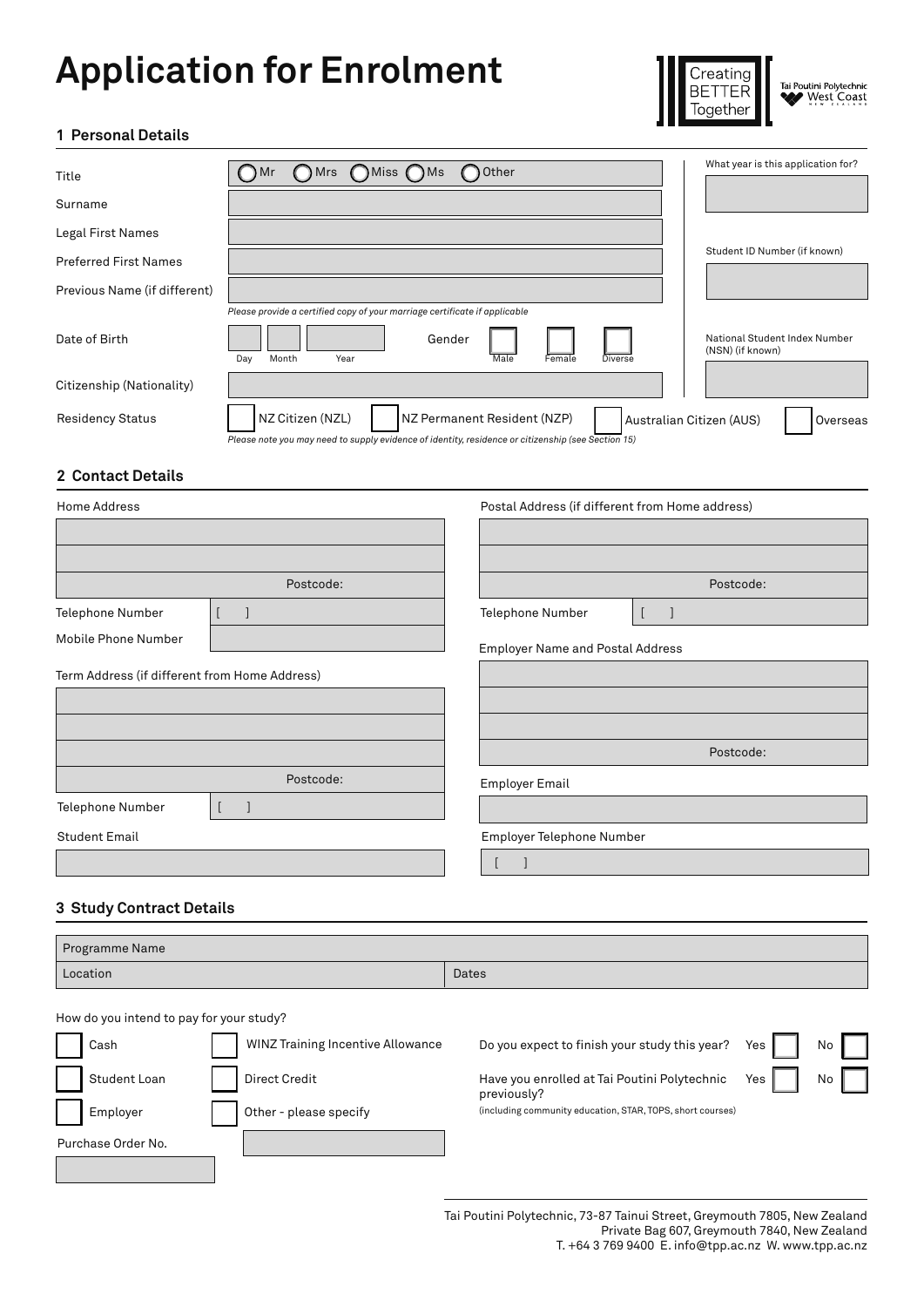# Application for Enrolment

Creating BETTER Together

Tai Poutini Polytechnic West Coast NEW ZEALAND

## 1 Personal Details

| | |
|---|---|
| Title | ◯ Mr ◯ Mrs ◯ Miss ◯ Ms ◯ Other |
| Surname | |
| Legal First Names | |
| Preferred First Names | |
| Previous Name (if different) | |

*Please provide a certified copy of your marriage certificate if applicable*

| | |
|---|---|
| Date of Birth | Day / Month / Year |
| Gender | ☐ Male ☐ Female ☐ Diverse |
| Citizenship (Nationality) | |
| Residency Status | ☐ NZ Citizen (NZL) ☐ NZ Permanent Resident (NZP) ☐ Australian Citizen (AUS) ☐ Overseas |

*Please note you may need to supply evidence of identity, residence or citizenship (see Section 15)*

What year is this application for?

Student ID Number (if known)

National Student Index Number (NSN) (if known)

## 2 Contact Details

Home Address

Postcode:

Telephone Number [ ]

Mobile Phone Number

Term Address (if different from Home Address)

Postcode:

Telephone Number [ ]

Student Email

Postal Address (if different from Home address)

Postcode:

Telephone Number [ ]

Employer Name and Postal Address

Postcode:

Employer Email

Employer Telephone Number

[ ]

## 3 Study Contract Details

| | |
|---|---|
| Programme Name | |
| Location | Dates |

How do you intend to pay for your study?

- ☐ Cash
- ☐ WINZ Training Incentive Allowance
- ☐ Student Loan
- ☐ Direct Credit
- ☐ Employer
- ☐ Other - please specify

Purchase Order No.

Do you expect to finish your study this year? Yes ☐ No ☐

Have you enrolled at Tai Poutini Polytechnic previously? Yes ☐ No ☐
(including community education, STAR, TOPS, short courses)

Tai Poutini Polytechnic, 73-87 Tainui Street, Greymouth 7805, New Zealand
Private Bag 607, Greymouth 7840, New Zealand
T. +64 3 769 9400 E. info@tpp.ac.nz W. www.tpp.ac.nz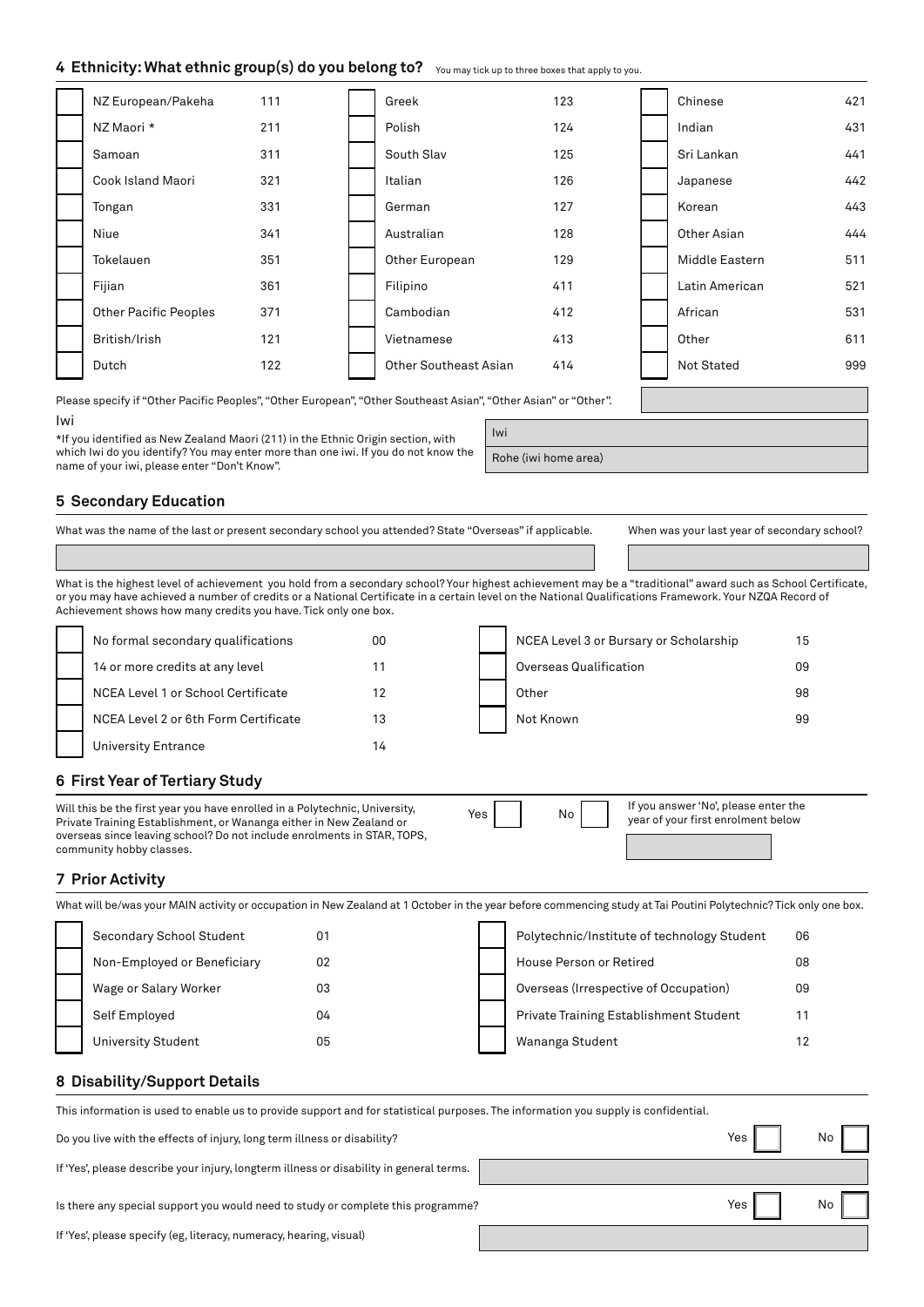## 4 Ethnicity: What ethnic group(s) do you belong to?

You may tick up to three boxes that apply to you.

| | | | | | | | | |
|---|---|---|---|---|---|---|---|---|
| ☐ | NZ European/Pakeha | 111 | ☐ | Greek | 123 | ☐ | Chinese | 421 |
| ☐ | NZ Maori * | 211 | ☐ | Polish | 124 | ☐ | Indian | 431 |
| ☐ | Samoan | 311 | ☐ | South Slav | 125 | ☐ | Sri Lankan | 441 |
| ☐ | Cook Island Maori | 321 | ☐ | Italian | 126 | ☐ | Japanese | 442 |
| ☐ | Tongan | 331 | ☐ | German | 127 | ☐ | Korean | 443 |
| ☐ | Niue | 341 | ☐ | Australian | 128 | ☐ | Other Asian | 444 |
| ☐ | Tokelauen | 351 | ☐ | Other European | 129 | ☐ | Middle Eastern | 511 |
| ☐ | Fijian | 361 | ☐ | Filipino | 411 | ☐ | Latin American | 521 |
| ☐ | Other Pacific Peoples | 371 | ☐ | Cambodian | 412 | ☐ | African | 531 |
| ☐ | British/Irish | 121 | ☐ | Vietnamese | 413 | ☐ | Other | 611 |
| ☐ | Dutch | 122 | ☐ | Other Southeast Asian | 414 | ☐ | Not Stated | 999 |

Please specify if "Other Pacific Peoples", "Other European", "Other Southeast Asian", "Other Asian" or "Other". ____________

Iwi

*If you identified as New Zealand Maori (211) in the Ethnic Origin section, with which Iwi do you identify? You may enter more than one iwi. If you do not know the name of your iwi, please enter "Don't Know".

Iwi ____________

Rohe (iwi home area) ____________

## 5 Secondary Education

What was the name of the last or present secondary school you attended? State "Overseas" if applicable. ____________

When was your last year of secondary school? ____________

What is the highest level of achievement you hold from a secondary school? Your highest achievement may be a "traditional" award such as School Certificate, or you may have achieved a number of credits or a National Certificate in a certain level on the National Qualifications Framework. Your NZQA Record of Achievement shows how many credits you have. Tick only one box.

| | | | | | |
|---|---|---|---|---|---|
| ☐ | No formal secondary qualifications | 00 | ☐ | NCEA Level 3 or Bursary or Scholarship | 15 |
| ☐ | 14 or more credits at any level | 11 | ☐ | Overseas Qualification | 09 |
| ☐ | NCEA Level 1 or School Certificate | 12 | ☐ | Other | 98 |
| ☐ | NCEA Level 2 or 6th Form Certificate | 13 | ☐ | Not Known | 99 |
| ☐ | University Entrance | 14 | | | |

## 6 First Year of Tertiary Study

Will this be the first year you have enrolled in a Polytechnic, University, Private Training Establishment, or Wananga either in New Zealand or overseas since leaving school? Do not include enrolments in STAR, TOPS, community hobby classes.

Yes ☐ No ☐

If you answer 'No', please enter the year of your first enrolment below ____________

## 7 Prior Activity

What will be/was your MAIN activity or occupation in New Zealand at 1 October in the year before commencing study at Tai Poutini Polytechnic? Tick only one box.

| | | | | | |
|---|---|---|---|---|---|
| ☐ | Secondary School Student | 01 | ☐ | Polytechnic/Institute of technology Student | 06 |
| ☐ | Non-Employed or Beneficiary | 02 | ☐ | House Person or Retired | 08 |
| ☐ | Wage or Salary Worker | 03 | ☐ | Overseas (Irrespective of Occupation) | 09 |
| ☐ | Self Employed | 04 | ☐ | Private Training Establishment Student | 11 |
| ☐ | University Student | 05 | ☐ | Wananga Student | 12 |

## 8 Disability/Support Details

This information is used to enable us to provide support and for statistical purposes. The information you supply is confidential.

Do you live with the effects of injury, long term illness or disability? Yes ☐ No ☐

If 'Yes', please describe your injury, longterm illness or disability in general terms. ____________

Is there any special support you would need to study or complete this programme? Yes ☐ No ☐

If 'Yes', please specify (eg, literacy, numeracy, hearing, visual) ____________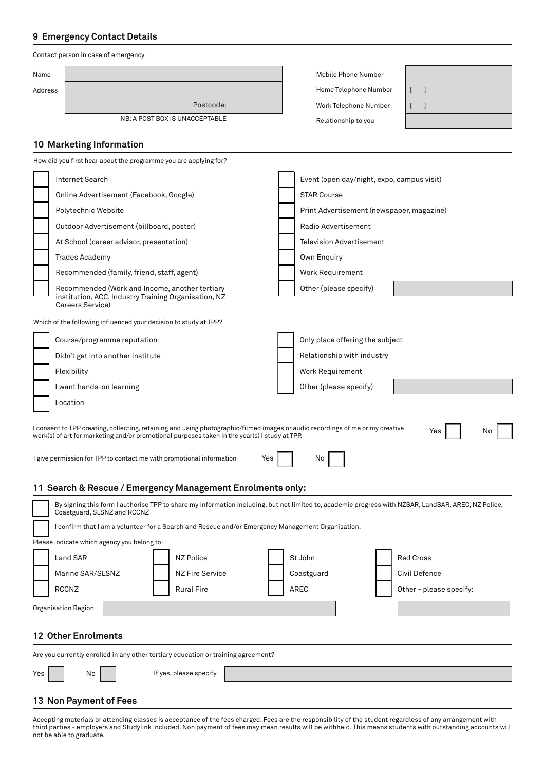## 9 Emergency Contact Details

Contact person in case of emergency

| | | | |
|---|---|---|---|
| Name | | Mobile Phone Number | |
| Address | | Home Telephone Number | [ ] |
| | Postcode: | Work Telephone Number | [ ] |
| | NB: A POST BOX IS UNACCEPTABLE | Relationship to you | |

## 10 Marketing Information

How did you first hear about the programme you are applying for?

- ☐ Internet Search
- ☐ Online Advertisement (Facebook, Google)
- ☐ Polytechnic Website
- ☐ Outdoor Advertisement (billboard, poster)
- ☐ At School (career advisor, presentation)
- ☐ Trades Academy
- ☐ Recommended (family, friend, staff, agent)
- ☐ Recommended (Work and Income, another tertiary institution, ACC, Industry Training Organisation, NZ Careers Service)
- ☐ Event (open day/night, expo, campus visit)
- ☐ STAR Course
- ☐ Print Advertisement (newspaper, magazine)
- ☐ Radio Advertisement
- ☐ Television Advertisement
- ☐ Own Enquiry
- ☐ Work Requirement
- ☐ Other (please specify) ____________

Which of the following influenced your decision to study at TPP?

- ☐ Course/programme reputation
- ☐ Didn't get into another institute
- ☐ Flexibility
- ☐ I want hands-on learning
- ☐ Location
- ☐ Only place offering the subject
- ☐ Relationship with industry
- ☐ Work Requirement
- ☐ Other (please specify) ____________

I consent to TPP creating, collecting, retaining and using photographic/filmed images or audio recordings of me or my creative work(s) of art for marketing and/or promotional purposes taken in the year(s) I study at TPP. Yes ☐ No ☐

I give permission for TPP to contact me with promotional information Yes ☐ No ☐

## 11 Search & Rescue / Emergency Management Enrolments only:

☐ By signing this form I authorise TPP to share my information including, but not limited to, academic progress with NZSAR, LandSAR, AREC, NZ Police, Coastguard, SLSNZ and RCCNZ

☐ I confirm that I am a volunteer for a Search and Rescue and/or Emergency Management Organisation.

Please indicate which agency you belong to:

| | | | |
|---|---|---|---|
| ☐ Land SAR | ☐ NZ Police | ☐ St John | ☐ Red Cross |
| ☐ Marine SAR/SLSNZ | ☐ NZ Fire Service | ☐ Coastguard | ☐ Civil Defence |
| ☐ RCCNZ | ☐ Rural Fire | ☐ AREC | ☐ Other - please specify: |

Organisation Region ____________

## 12 Other Enrolments

Are you currently enrolled in any other tertiary education or training agreement?

Yes ☐ No ☐ If yes, please specify ____________

## 13 Non Payment of Fees

Accepting materials or attending classes is acceptance of the fees charged. Fees are the responsibility of the student regardless of any arrangement with third parties - employers and Studylink included. Non payment of fees may mean results will be withheld. This means students with outstanding accounts will not be able to graduate.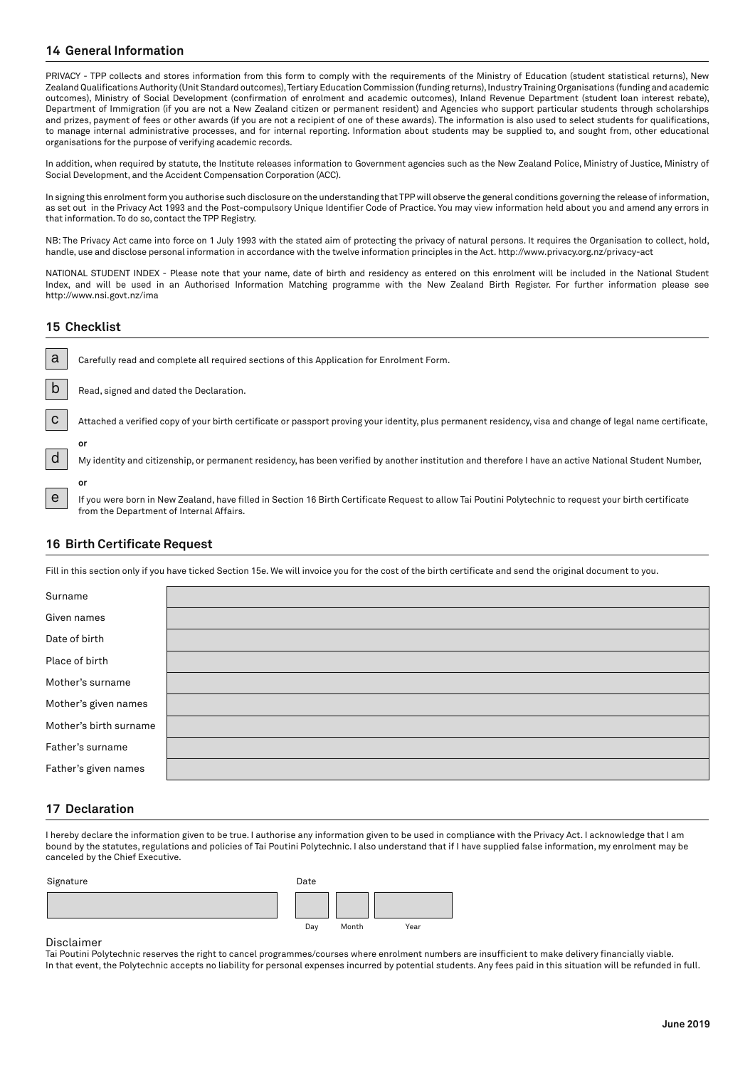## 14 General Information

PRIVACY - TPP collects and stores information from this form to comply with the requirements of the Ministry of Education (student statistical returns), New Zealand Qualifications Authority (Unit Standard outcomes), Tertiary Education Commission (funding returns), Industry Training Organisations (funding and academic outcomes), Ministry of Social Development (confirmation of enrolment and academic outcomes), Inland Revenue Department (student loan interest rebate), Department of Immigration (if you are not a New Zealand citizen or permanent resident) and Agencies who support particular students through scholarships and prizes, payment of fees or other awards (if you are not a recipient of one of these awards). The information is also used to select students for qualifications, to manage internal administrative processes, and for internal reporting. Information about students may be supplied to, and sought from, other educational organisations for the purpose of verifying academic records.

In addition, when required by statute, the Institute releases information to Government agencies such as the New Zealand Police, Ministry of Justice, Ministry of Social Development, and the Accident Compensation Corporation (ACC).

In signing this enrolment form you authorise such disclosure on the understanding that TPP will observe the general conditions governing the release of information, as set out in the Privacy Act 1993 and the Post-compulsory Unique Identifier Code of Practice. You may view information held about you and amend any errors in that information. To do so, contact the TPP Registry.

NB: The Privacy Act came into force on 1 July 1993 with the stated aim of protecting the privacy of natural persons. It requires the Organisation to collect, hold, handle, use and disclose personal information in accordance with the twelve information principles in the Act. http://www.privacy.org.nz/privacy-act

NATIONAL STUDENT INDEX - Please note that your name, date of birth and residency as entered on this enrolment will be included in the National Student Index, and will be used in an Authorised Information Matching programme with the New Zealand Birth Register. For further information please see http://www.nsi.govt.nz/ima

## 15 Checklist

a — Carefully read and complete all required sections of this Application for Enrolment Form.

b — Read, signed and dated the Declaration.

c — Attached a verified copy of your birth certificate or passport proving your identity, plus permanent residency, visa and change of legal name certificate,

**or**

d — My identity and citizenship, or permanent residency, has been verified by another institution and therefore I have an active National Student Number,

**or**

e — If you were born in New Zealand, have filled in Section 16 Birth Certificate Request to allow Tai Poutini Polytechnic to request your birth certificate from the Department of Internal Affairs.

## 16 Birth Certificate Request

Fill in this section only if you have ticked Section 15e. We will invoice you for the cost of the birth certificate and send the original document to you.

| | |
|---|---|
| Surname | |
| Given names | |
| Date of birth | |
| Place of birth | |
| Mother's surname | |
| Mother's given names | |
| Mother's birth surname | |
| Father's surname | |
| Father's given names | |

## 17 Declaration

I hereby declare the information given to be true. I authorise any information given to be used in compliance with the Privacy Act. I acknowledge that I am bound by the statutes, regulations and policies of Tai Poutini Polytechnic. I also understand that if I have supplied false information, my enrolment may be canceled by the Chief Executive.

Signature

Date

Day Month Year

Disclaimer

Tai Poutini Polytechnic reserves the right to cancel programmes/courses where enrolment numbers are insufficient to make delivery financially viable. In that event, the Polytechnic accepts no liability for personal expenses incurred by potential students. Any fees paid in this situation will be refunded in full.

**June 2019**